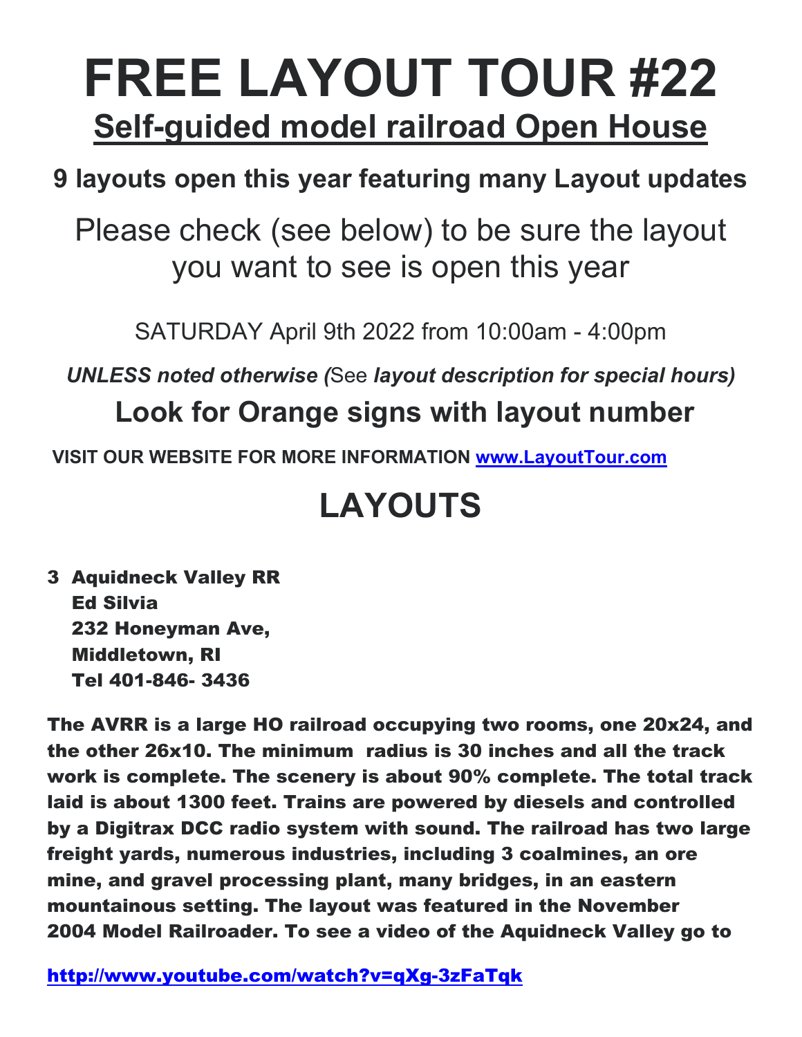# FREE LAYOUT TOUR #22

## Self-guided model railroad Open House

**9 layouts open this year featuring many Layout updates**

Please check (see below) to be sure the layout you want to see is open this year

SATURDAY April 9th 2022 from 10:00am - 4:00pm

***UNLESS noted otherwise (**See **layout description for special hours)***

**Look for Orange signs with layout number**

**VISIT OUR WEBSITE FOR MORE INFORMATION [www.LayoutTour.com](http://www.LayoutTour.com)**

# LAYOUTS

**3 Aquidneck Valley RR**
**Ed Silvia**
**232 Honeyman Ave,**
**Middletown, RI**
**Tel 401-846- 3436**

**The AVRR is a large HO railroad occupying two rooms, one 20x24, and the other 26x10. The minimum radius is 30 inches and all the track work is complete. The scenery is about 90% complete. The total track laid is about 1300 feet. Trains are powered by diesels and controlled by a Digitrax DCC radio system with sound. The railroad has two large freight yards, numerous industries, including 3 coalmines, an ore mine, and gravel processing plant, many bridges, in an eastern mountainous setting. The layout was featured in the November 2004 Model Railroader. To see a video of the Aquidneck Valley go to**

**[http://www.youtube.com/watch?v=qXg-3zFaTqk](http://www.youtube.com/watch?v=qXg-3zFaTqk)**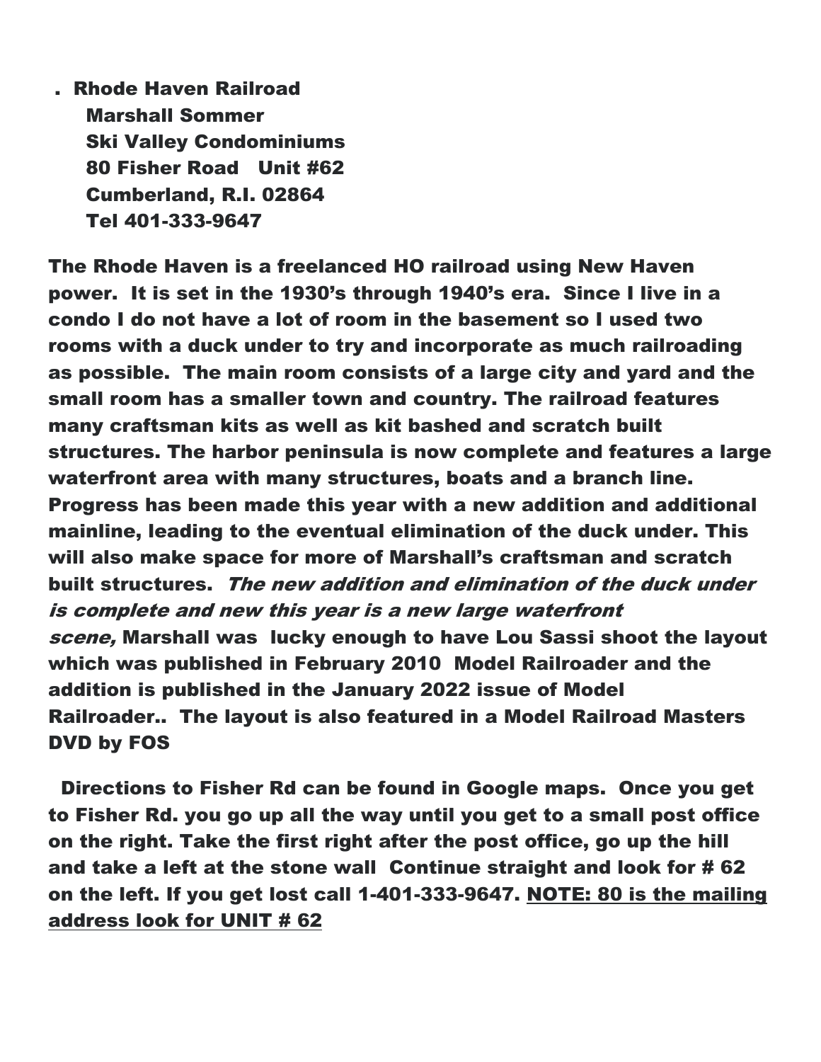. Rhode Haven Railroad
Marshall Sommer
Ski Valley Condominiums
80 Fisher Road   Unit #62
Cumberland, R.I. 02864
Tel 401-333-9647

**The Rhode Haven is a freelanced HO railroad using New Haven power. It is set in the 1930's through 1940's era. Since I live in a condo I do not have a lot of room in the basement so I used two rooms with a duck under to try and incorporate as much railroading as possible. The main room consists of a large city and yard and the small room has a smaller town and country. The railroad features many craftsman kits as well as kit bashed and scratch built structures. The harbor peninsula is now complete and features a large waterfront area with many structures, boats and a branch line. Progress has been made this year with a new addition and additional mainline, leading to the eventual elimination of the duck under. This will also make space for more of Marshall's craftsman and scratch built structures. *The new addition and elimination of the duck under is complete and new this year is a new large waterfront scene,* Marshall was lucky enough to have Lou Sassi shoot the layout which was published in February 2010 Model Railroader and the addition is published in the January 2022 issue of Model Railroader.. The layout is also featured in a Model Railroad Masters DVD by FOS**

**Directions to Fisher Rd can be found in Google maps. Once you get to Fisher Rd. you go up all the way until you get to a small post office on the right. Take the first right after the post office, go up the hill and take a left at the stone wall Continue straight and look for # 62 on the left. If you get lost call 1-401-333-9647. <u>NOTE: 80 is the mailing address look for UNIT # 62</u>**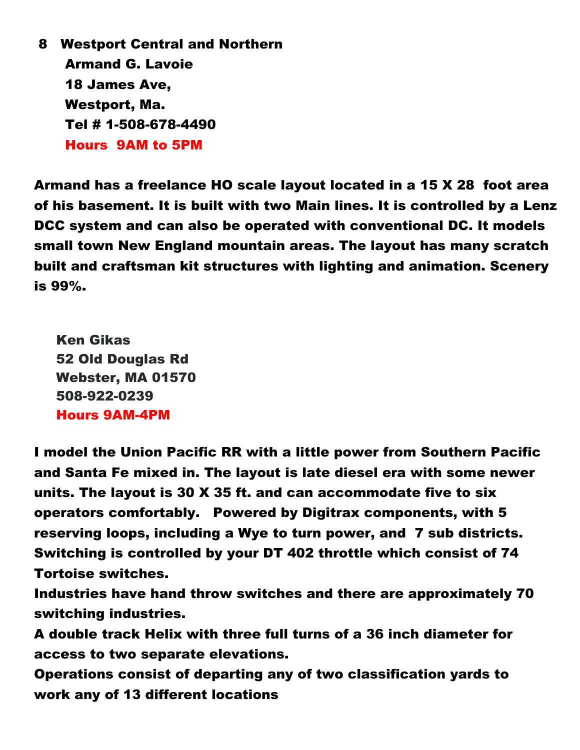**8 Westport Central and Northern**
**Armand G. Lavoie**
**18 James Ave,**
**Westport, Ma.**
**Tel # 1-508-678-4490**
**Hours 9AM to 5PM**

**Armand has a freelance HO scale layout located in a 15 X 28 foot area of his basement. It is built with two Main lines. It is controlled by a Lenz DCC system and can also be operated with conventional DC. It models small town New England mountain areas. The layout has many scratch built and craftsman kit structures with lighting and animation. Scenery is 99%.**

**Ken Gikas**
**52 Old Douglas Rd**
**Webster, MA 01570**
**508-922-0239**
**Hours 9AM-4PM**

**I model the Union Pacific RR with a little power from Southern Pacific and Santa Fe mixed in. The layout is late diesel era with some newer units. The layout is 30 X 35 ft. and can accommodate five to six operators comfortably. Powered by Digitrax components, with 5 reserving loops, including a Wye to turn power, and 7 sub districts. Switching is controlled by your DT 402 throttle which consist of 74 Tortoise switches.**
**Industries have hand throw switches and there are approximately 70 switching industries.**
**A double track Helix with three full turns of a 36 inch diameter for access to two separate elevations.**
**Operations consist of departing any of two classification yards to work any of 13 different locations**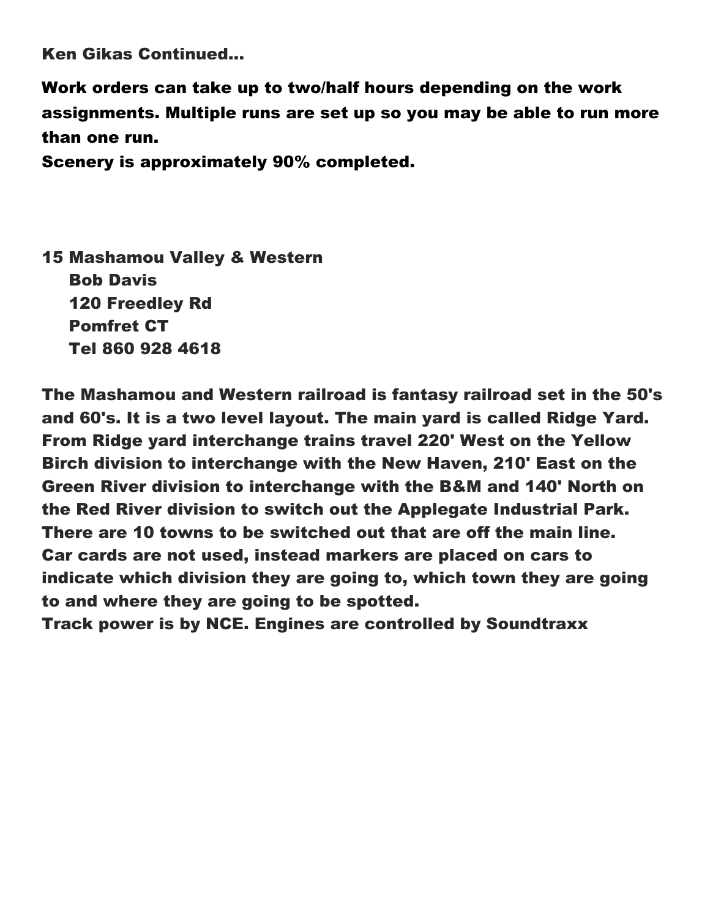Ken Gikas Continued...

Work orders can take up to two/half hours depending on the work assignments. Multiple runs are set up so you may be able to run more than one run.
Scenery is approximately 90% completed.

15 Mashamou Valley & Western
Bob Davis
120 Freedley Rd
Pomfret CT
Tel 860 928 4618

The Mashamou and Western railroad is fantasy railroad set in the 50's and 60's. It is a two level layout. The main yard is called Ridge Yard. From Ridge yard interchange trains travel 220' West on the Yellow Birch division to interchange with the New Haven, 210' East on the Green River division to interchange with the B&M and 140' North on the Red River division to switch out the Applegate Industrial Park. There are 10 towns to be switched out that are off the main line. Car cards are not used, instead markers are placed on cars to indicate which division they are going to, which town they are going to and where they are going to be spotted.
Track power is by NCE. Engines are controlled by Soundtraxx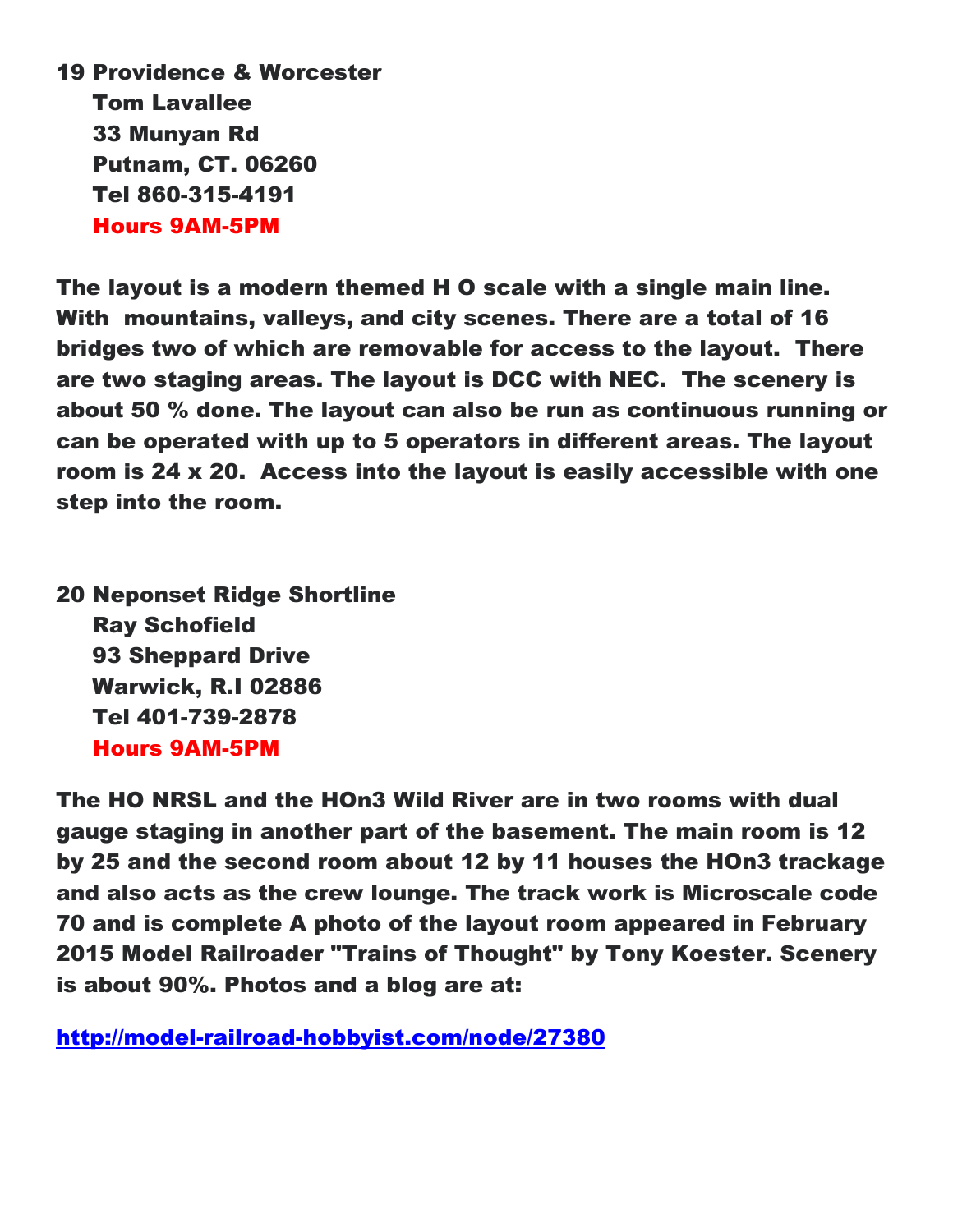**19 Providence & Worcester**
**Tom Lavallee**
**33 Munyan Rd**
**Putnam, CT. 06260**
**Tel 860-315-4191**
**Hours 9AM-5PM**

**The layout is a modern themed H O scale with a single main line. With mountains, valleys, and city scenes. There are a total of 16 bridges two of which are removable for access to the layout. There are two staging areas. The layout is DCC with NEC. The scenery is about 50 % done. The layout can also be run as continuous running or can be operated with up to 5 operators in different areas. The layout room is 24 x 20. Access into the layout is easily accessible with one step into the room.**

**20 Neponset Ridge Shortline**
**Ray Schofield**
**93 Sheppard Drive**
**Warwick, R.I 02886**
**Tel 401-739-2878**
**Hours 9AM-5PM**

**The HO NRSL and the HOn3 Wild River are in two rooms with dual gauge staging in another part of the basement. The main room is 12 by 25 and the second room about 12 by 11 houses the HOn3 trackage and also acts as the crew lounge. The track work is Microscale code 70 and is complete A photo of the layout room appeared in February 2015 Model Railroader "Trains of Thought" by Tony Koester. Scenery is about 90%. Photos and a blog are at:**

**http://model-railroad-hobbyist.com/node/27380**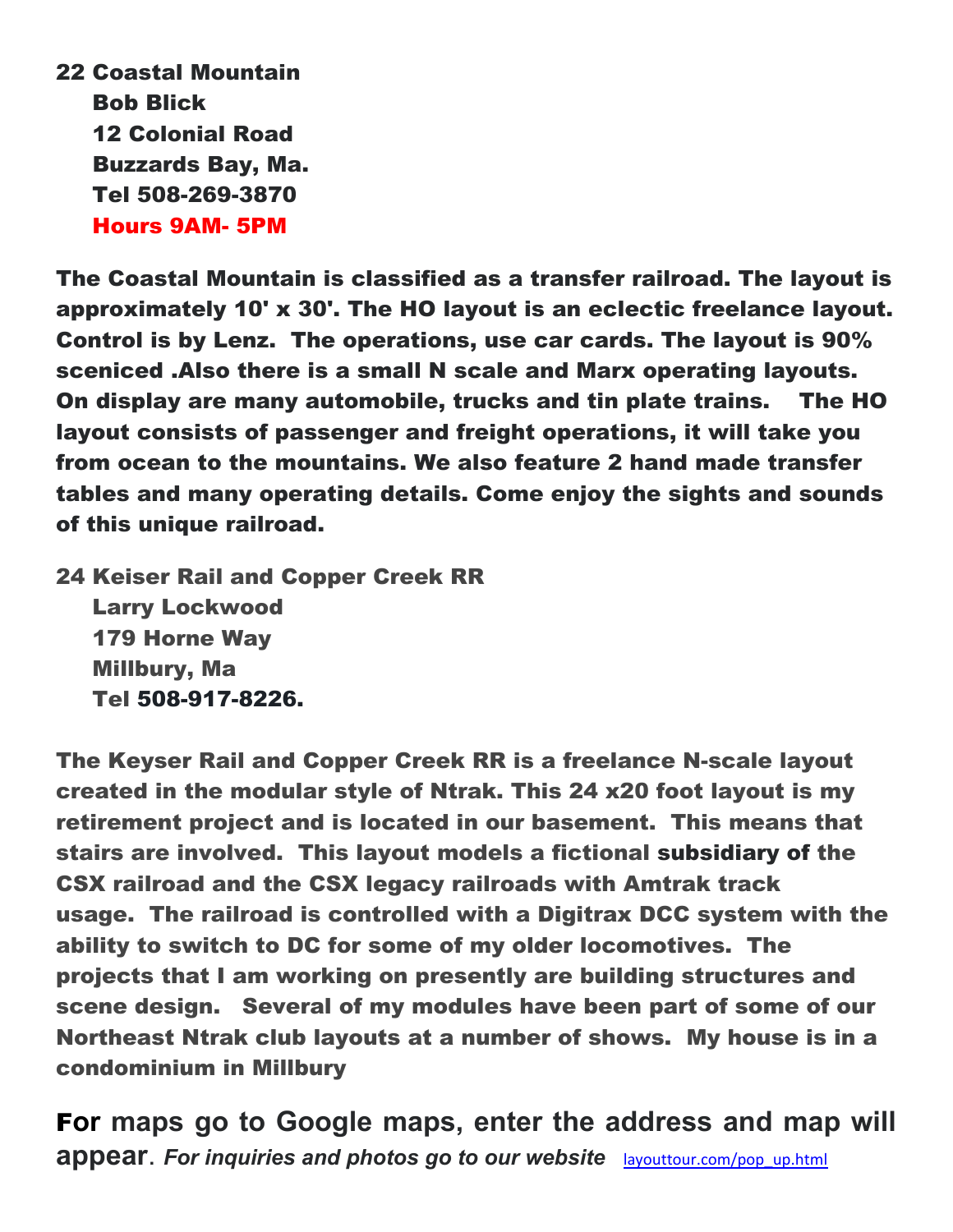**22 Coastal Mountain**
**Bob Blick**
**12 Colonial Road**
**Buzzards Bay, Ma.**
**Tel 508-269-3870**
**Hours 9AM- 5PM**

**The Coastal Mountain is classified as a transfer railroad. The layout is approximately 10' x 30'. The HO layout is an eclectic freelance layout. Control is by Lenz. The operations, use car cards. The layout is 90% sceniced .Also there is a small N scale and Marx operating layouts. On display are many automobile, trucks and tin plate trains. The HO layout consists of passenger and freight operations, it will take you from ocean to the mountains. We also feature 2 hand made transfer tables and many operating details. Come enjoy the sights and sounds of this unique railroad.**

**24 Keiser Rail and Copper Creek RR**
**Larry Lockwood**
**179 Horne Way**
**Millbury, Ma**
**Tel 508-917-8226.**

**The Keyser Rail and Copper Creek RR is a freelance N-scale layout created in the modular style of Ntrak. This 24 x20 foot layout is my retirement project and is located in our basement. This means that stairs are involved. This layout models a fictional subsidiary of the CSX railroad and the CSX legacy railroads with Amtrak track usage. The railroad is controlled with a Digitrax DCC system with the ability to switch to DC for some of my older locomotives. The projects that I am working on presently are building structures and scene design. Several of my modules have been part of some of our Northeast Ntrak club layouts at a number of shows. My house is in a condominium in Millbury**

**For maps go to Google maps, enter the address and map will appear**. ***For inquiries and photos go to our website*** layouttour.com/pop_up.html